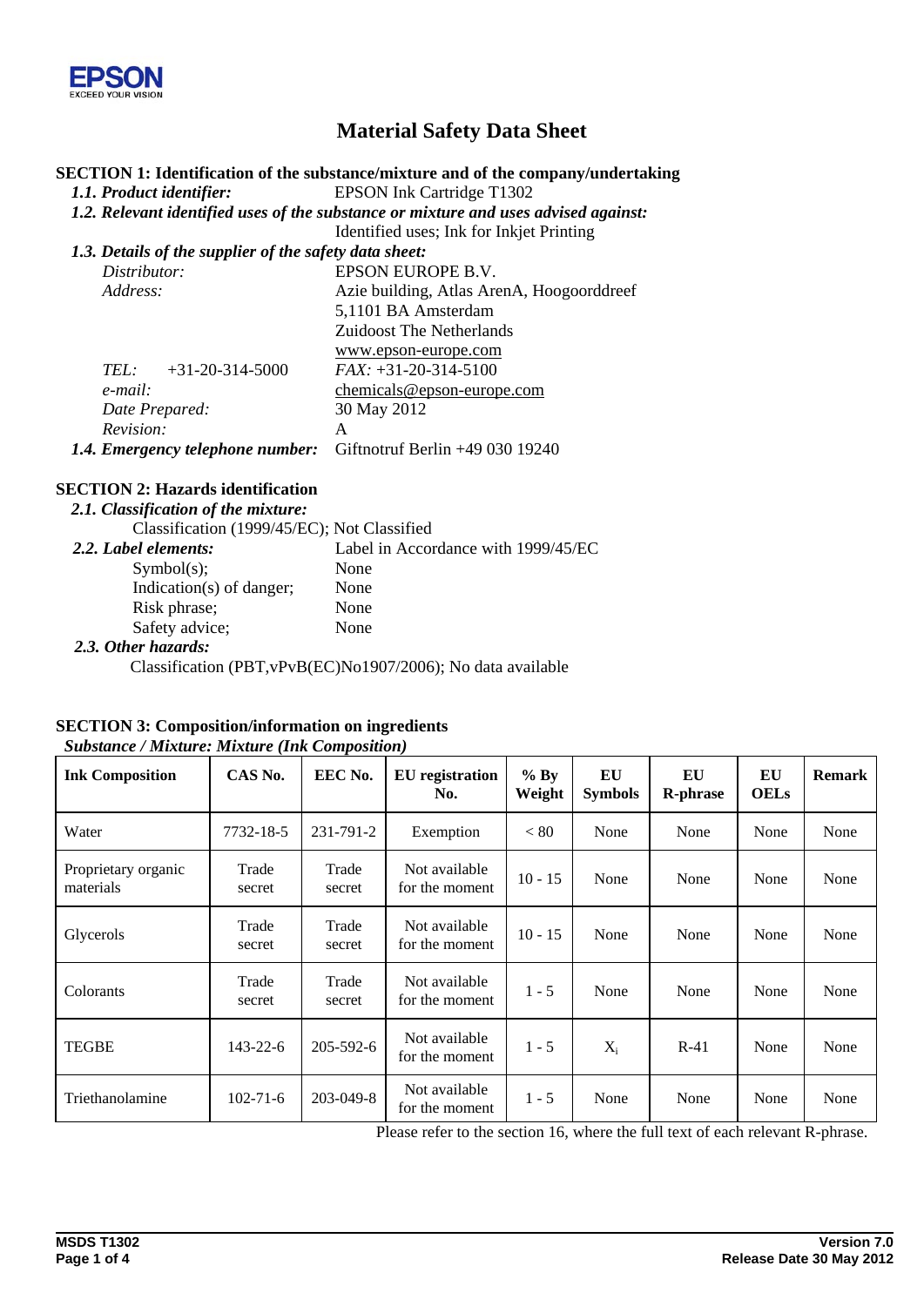EPSON
EXCEED YOUR VISION

# Material Safety Data Sheet

## SECTION 1: Identification of the substance/mixture and of the company/undertaking

***1.1. Product identifier:*** EPSON Ink Cartridge T1302

***1.2. Relevant identified uses of the substance or mixture and uses advised against:***
Identified uses; Ink for Inkjet Printing

***1.3. Details of the supplier of the safety data sheet:***

*Distributor:* EPSON EUROPE B.V.
*Address:* Azie building, Atlas ArenA, Hoogoorddreef
5,1101 BA Amsterdam
Zuidoost The Netherlands
www.epson-europe.com
*TEL:* +31-20-314-5000 *FAX:* +31-20-314-5100
*e-mail:* chemicals@epson-europe.com
*Date Prepared:* 30 May 2012
*Revision:* A

***1.4. Emergency telephone number:*** Giftnotruf Berlin +49 030 19240

## SECTION 2: Hazards identification

***2.1. Classification of the mixture:***
Classification (1999/45/EC); Not Classified

***2.2. Label elements:*** Label in Accordance with 1999/45/EC
Symbol(s); None
Indication(s) of danger; None
Risk phrase; None
Safety advice; None

***2.3. Other hazards:***
Classification (PBT,vPvB(EC)No1907/2006); No data available

## SECTION 3: Composition/information on ingredients

***Substance / Mixture: Mixture (Ink Composition)***

| Ink Composition | CAS No. | EEC No. | EU registration No. | % By Weight | EU Symbols | EU R-phrase | EU OELs | Remark |
|---|---|---|---|---|---|---|---|---|
| Water | 7732-18-5 | 231-791-2 | Exemption | < 80 | None | None | None | None |
| Proprietary organic materials | Trade secret | Trade secret | Not available for the moment | 10 - 15 | None | None | None | None |
| Glycerols | Trade secret | Trade secret | Not available for the moment | 10 - 15 | None | None | None | None |
| Colorants | Trade secret | Trade secret | Not available for the moment | 1 - 5 | None | None | None | None |
| TEGBE | 143-22-6 | 205-592-6 | Not available for the moment | 1 - 5 | $X_i$ | R-41 | None | None |
| Triethanolamine | 102-71-6 | 203-049-8 | Not available for the moment | 1 - 5 | None | None | None | None |

Please refer to the section 16, where the full text of each relevant R-phrase.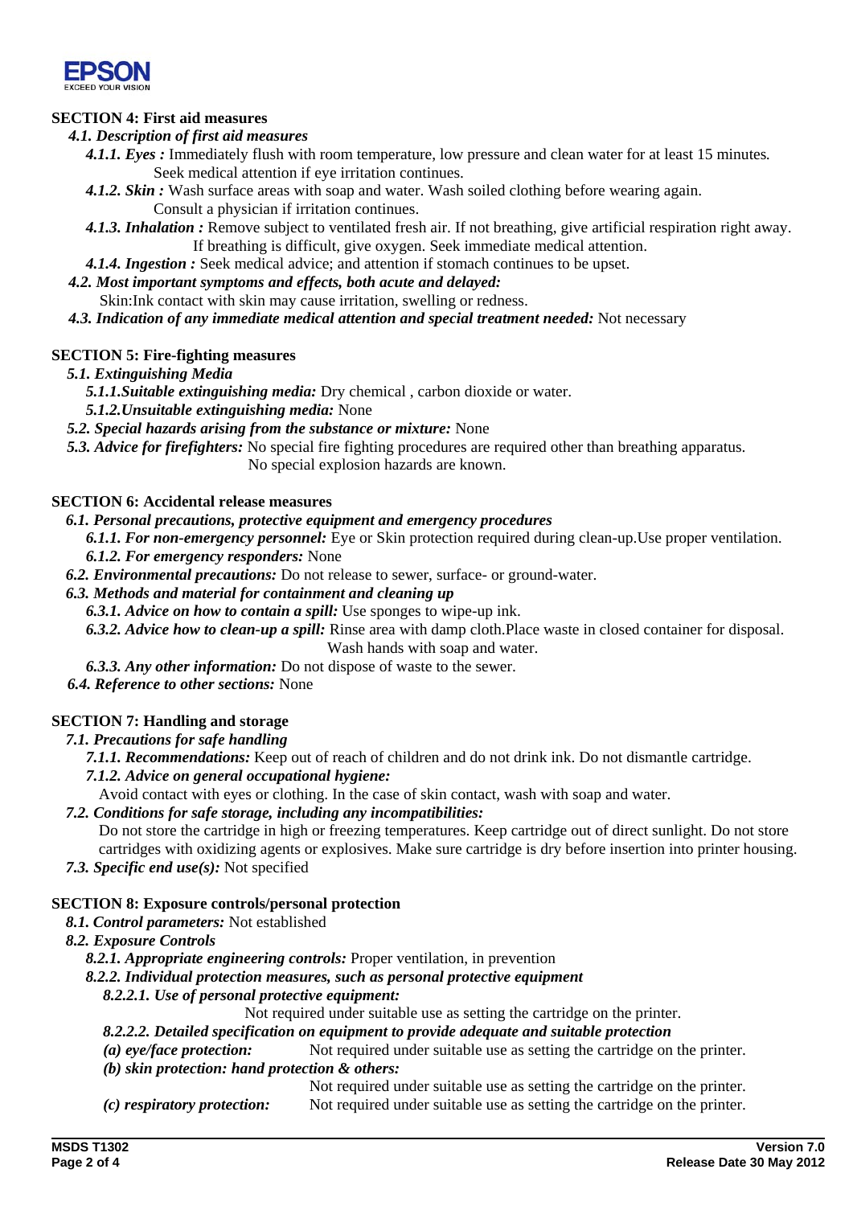## SECTION 4: First aid measures

*4.1. Description of first aid measures*

- ***4.1.1. Eyes :*** Immediately flush with room temperature, low pressure and clean water for at least 15 minutes. Seek medical attention if eye irritation continues.
- ***4.1.2. Skin :*** Wash surface areas with soap and water. Wash soiled clothing before wearing again. Consult a physician if irritation continues.
- ***4.1.3. Inhalation :*** Remove subject to ventilated fresh air. If not breathing, give artificial respiration right away. If breathing is difficult, give oxygen. Seek immediate medical attention.
- ***4.1.4. Ingestion :*** Seek medical advice; and attention if stomach continues to be upset.

***4.2. Most important symptoms and effects, both acute and delayed:***

Skin:Ink contact with skin may cause irritation, swelling or redness.

***4.3. Indication of any immediate medical attention and special treatment needed:*** Not necessary

## SECTION 5: Fire-fighting measures

*5.1. Extinguishing Media*

- ***5.1.1.Suitable extinguishing media:*** Dry chemical , carbon dioxide or water.
- ***5.1.2.Unsuitable extinguishing media:*** None

***5.2. Special hazards arising from the substance or mixture:*** None

***5.3. Advice for firefighters:*** No special fire fighting procedures are required other than breathing apparatus. No special explosion hazards are known.

## SECTION 6: Accidental release measures

*6.1. Personal precautions, protective equipment and emergency procedures*

- ***6.1.1. For non-emergency personnel:*** Eye or Skin protection required during clean-up.Use proper ventilation.
- ***6.1.2. For emergency responders:*** None

***6.2. Environmental precautions:*** Do not release to sewer, surface- or ground-water.

*6.3. Methods and material for containment and cleaning up*

- ***6.3.1. Advice on how to contain a spill:*** Use sponges to wipe-up ink.
- ***6.3.2. Advice how to clean-up a spill:*** Rinse area with damp cloth.Place waste in closed container for disposal. Wash hands with soap and water.
- ***6.3.3. Any other information:*** Do not dispose of waste to the sewer.

***6.4. Reference to other sections:*** None

## SECTION 7: Handling and storage

*7.1. Precautions for safe handling*

- ***7.1.1. Recommendations:*** Keep out of reach of children and do not drink ink. Do not dismantle cartridge.
- ***7.1.2. Advice on general occupational hygiene:***

  Avoid contact with eyes or clothing. In the case of skin contact, wash with soap and water.

***7.2. Conditions for safe storage, including any incompatibilities:***

Do not store the cartridge in high or freezing temperatures. Keep cartridge out of direct sunlight. Do not store cartridges with oxidizing agents or explosives. Make sure cartridge is dry before insertion into printer housing.

***7.3. Specific end use(s):*** Not specified

## SECTION 8: Exposure controls/personal protection

***8.1. Control parameters:*** Not established

*8.2. Exposure Controls*

***8.2.1. Appropriate engineering controls:*** Proper ventilation, in prevention

*8.2.2. Individual protection measures, such as personal protective equipment*

***8.2.2.1. Use of personal protective equipment:***

Not required under suitable use as setting the cartridge on the printer.

***8.2.2.2. Detailed specification on equipment to provide adequate and suitable protection***

- ***(a) eye/face protection:*** Not required under suitable use as setting the cartridge on the printer.
- ***(b) skin protection: hand protection & others:*** Not required under suitable use as setting the cartridge on the printer.
- ***(c) respiratory protection:*** Not required under suitable use as setting the cartridge on the printer.

MSDS T1302 Version 7.0 Release Date 30 May 2012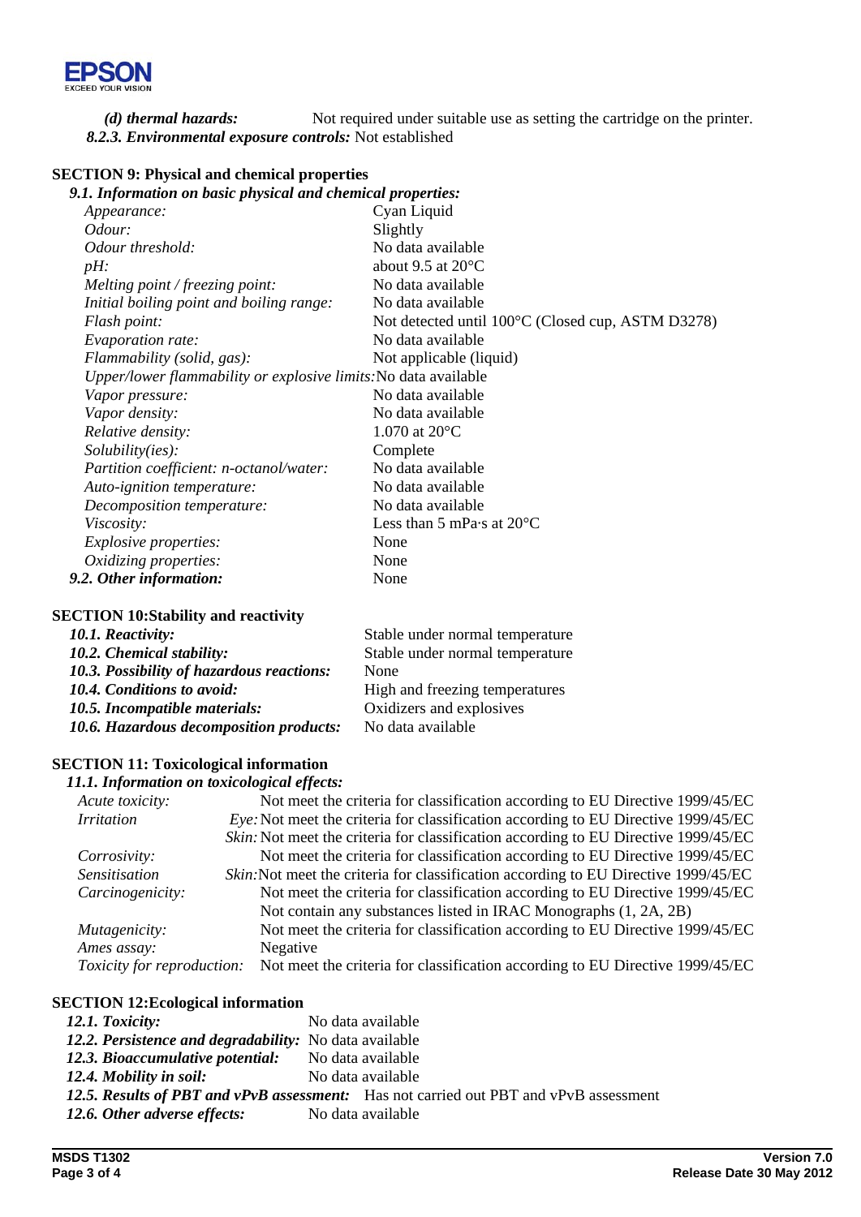*(d) thermal hazards:* Not required under suitable use as setting the cartridge on the printer.

***8.2.3. Environmental exposure controls:*** Not established

## SECTION 9: Physical and chemical properties

***9.1. Information on basic physical and chemical properties:***

| | |
|---|---|
| *Appearance:* | Cyan Liquid |
| *Odour:* | Slightly |
| *Odour threshold:* | No data available |
| *pH:* | about 9.5 at 20°C |
| *Melting point / freezing point:* | No data available |
| *Initial boiling point and boiling range:* | No data available |
| *Flash point:* | Not detected until 100°C (Closed cup, ASTM D3278) |
| *Evaporation rate:* | No data available |
| *Flammability (solid, gas):* | Not applicable (liquid) |
| *Upper/lower flammability or explosive limits:* | No data available |
| *Vapor pressure:* | No data available |
| *Vapor density:* | No data available |
| *Relative density:* | 1.070 at 20°C |
| *Solubility(ies):* | Complete |
| *Partition coefficient: n-octanol/water:* | No data available |
| *Auto-ignition temperature:* | No data available |
| *Decomposition temperature:* | No data available |
| *Viscosity:* | Less than 5 mPa·s at 20°C |
| *Explosive properties:* | None |
| *Oxidizing properties:* | None |
| ***9.2. Other information:*** | None |

## SECTION 10:Stability and reactivity

| | |
|---|---|
| ***10.1. Reactivity:*** | Stable under normal temperature |
| ***10.2. Chemical stability:*** | Stable under normal temperature |
| ***10.3. Possibility of hazardous reactions:*** | None |
| ***10.4. Conditions to avoid:*** | High and freezing temperatures |
| ***10.5. Incompatible materials:*** | Oxidizers and explosives |
| ***10.6. Hazardous decomposition products:*** | No data available |

## SECTION 11: Toxicological information

***11.1. Information on toxicological effects:***

| | |
|---|---|
| *Acute toxicity:* | Not meet the criteria for classification according to EU Directive 1999/45/EC |
| *Irritation* | *Eye:* Not meet the criteria for classification according to EU Directive 1999/45/EC |
| | *Skin:* Not meet the criteria for classification according to EU Directive 1999/45/EC |
| *Corrosivity:* | Not meet the criteria for classification according to EU Directive 1999/45/EC |
| *Sensitisation* | *Skin:* Not meet the criteria for classification according to EU Directive 1999/45/EC |
| *Carcinogenicity:* | Not meet the criteria for classification according to EU Directive 1999/45/EC<br>Not contain any substances listed in IRAC Monographs (1, 2A, 2B) |
| *Mutagenicity:* | Not meet the criteria for classification according to EU Directive 1999/45/EC |
| *Ames assay:* | Negative |
| *Toxicity for reproduction:* | Not meet the criteria for classification according to EU Directive 1999/45/EC |

## SECTION 12:Ecological information

| | |
|---|---|
| ***12.1. Toxicity:*** | No data available |
| ***12.2. Persistence and degradability:*** | No data available |
| ***12.3. Bioaccumulative potential:*** | No data available |
| ***12.4. Mobility in soil:*** | No data available |
| ***12.5. Results of PBT and vPvB assessment:*** | Has not carried out PBT and vPvB assessment |
| ***12.6. Other adverse effects:*** | No data available |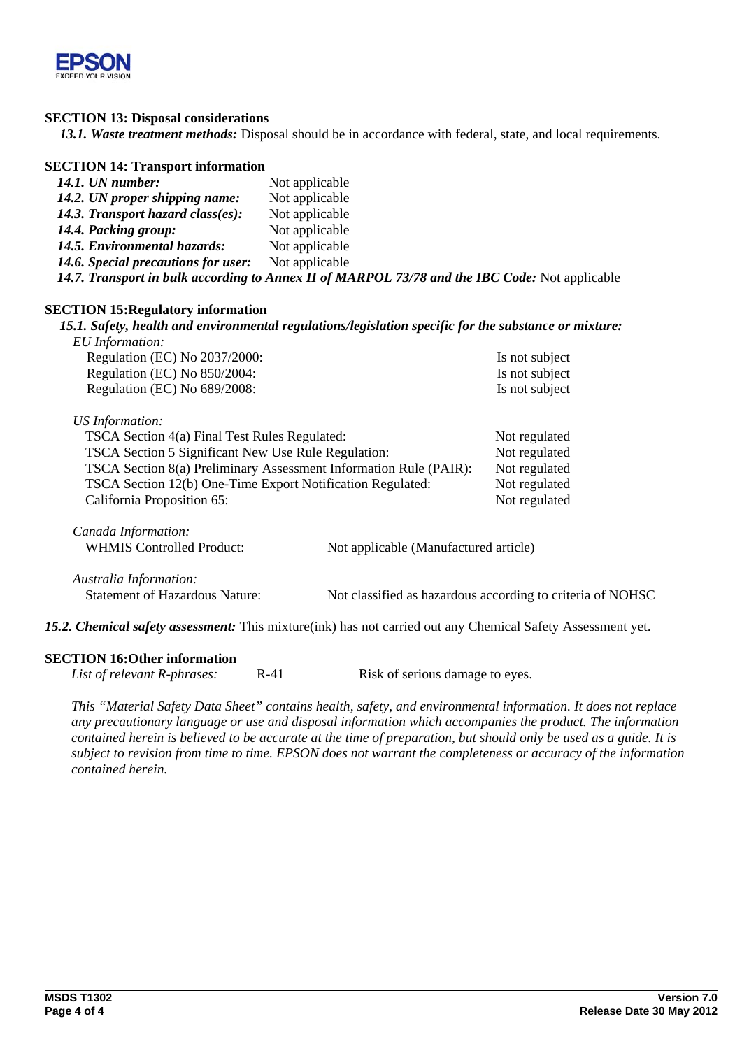## SECTION 13: Disposal considerations

***13.1. Waste treatment methods:*** Disposal should be in accordance with federal, state, and local requirements.

## SECTION 14: Transport information

| | |
|---|---|
| ***14.1. UN number:*** | Not applicable |
| ***14.2. UN proper shipping name:*** | Not applicable |
| ***14.3. Transport hazard class(es):*** | Not applicable |
| ***14.4. Packing group:*** | Not applicable |
| ***14.5. Environmental hazards:*** | Not applicable |
| ***14.6. Special precautions for user:*** | Not applicable |

***14.7. Transport in bulk according to Annex II of MARPOL 73/78 and the IBC Code:*** Not applicable

## SECTION 15:Regulatory information

***15.1. Safety, health and environmental regulations/legislation specific for the substance or mixture:***

*EU Information:*

| | |
|---|---|
| Regulation (EC) No 2037/2000: | Is not subject |
| Regulation (EC) No 850/2004: | Is not subject |
| Regulation (EC) No 689/2008: | Is not subject |

*US Information:*

| | |
|---|---|
| TSCA Section 4(a) Final Test Rules Regulated: | Not regulated |
| TSCA Section 5 Significant New Use Rule Regulation: | Not regulated |
| TSCA Section 8(a) Preliminary Assessment Information Rule (PAIR): | Not regulated |
| TSCA Section 12(b) One-Time Export Notification Regulated: | Not regulated |
| California Proposition 65: | Not regulated |

*Canada Information:*

WHMIS Controlled Product: Not applicable (Manufactured article)

*Australia Information:*

Statement of Hazardous Nature: Not classified as hazardous according to criteria of NOHSC

***15.2. Chemical safety assessment:*** This mixture(ink) has not carried out any Chemical Safety Assessment yet.

## SECTION 16:Other information

*List of relevant R-phrases:* R-41 Risk of serious damage to eyes.

*This "Material Safety Data Sheet" contains health, safety, and environmental information. It does not replace any precautionary language or use and disposal information which accompanies the product. The information contained herein is believed to be accurate at the time of preparation, but should only be used as a guide. It is subject to revision from time to time. EPSON does not warrant the completeness or accuracy of the information contained herein.*